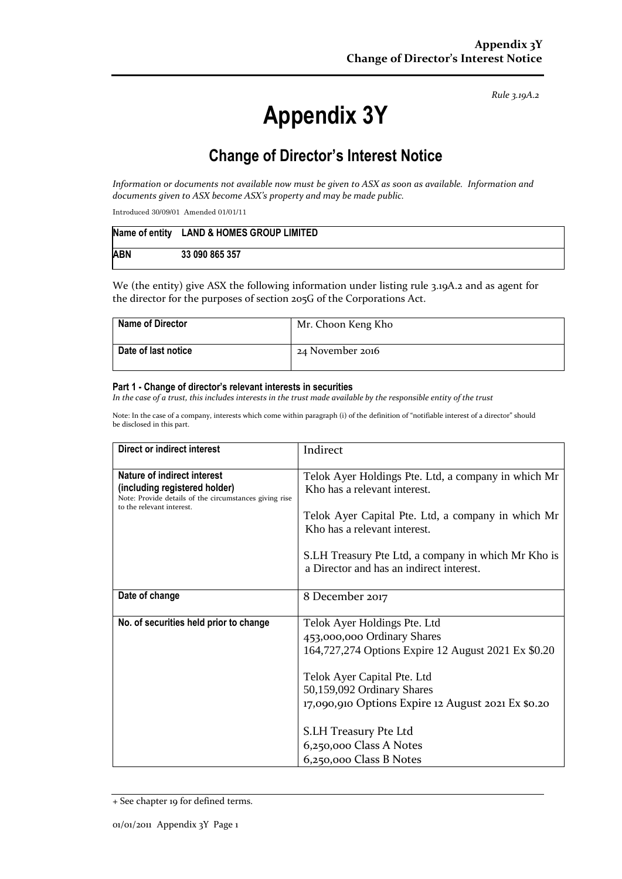*Rule 3.19A.2*

# Appendix 3Y

## Change of Director's Interest Notice

*Information or documents not available now must be given to ASX as soon as available. Information and documents given to ASX become ASX's property and may be made public.*

Introduced 30/09/01 Amended 01/01/11

| Name of entity | LAND & HOMES GROUP LIMITED |
|---|---|
| ABN | 33 090 865 357 |

We (the entity) give ASX the following information under listing rule 3.19A.2 and as agent for the director for the purposes of section 205G of the Corporations Act.

| Name of Director | Mr. Choon Keng Kho |
|---|---|
| Date of last notice | 24 November 2016 |

### Part 1 - Change of director's relevant interests in securities

*In the case of a trust, this includes interests in the trust made available by the responsible entity of the trust*

Note: In the case of a company, interests which come within paragraph (i) of the definition of "notifiable interest of a director" should be disclosed in this part.

| Direct or indirect interest | Indirect |
|---|---|
| **Nature of indirect interest (including registered holder)**<br>Note: Provide details of the circumstances giving rise to the relevant interest. | Telok Ayer Holdings Pte. Ltd, a company in which Mr Kho has a relevant interest.<br><br>Telok Ayer Capital Pte. Ltd, a company in which Mr Kho has a relevant interest.<br><br>S.LH Treasury Pte Ltd, a company in which Mr Kho is a Director and has an indirect interest. |
| **Date of change** | 8 December 2017 |
| **No. of securities held prior to change** | Telok Ayer Holdings Pte. Ltd<br>453,000,000 Ordinary Shares<br>164,727,274 Options Expire 12 August 2021 Ex $0.20<br><br>Telok Ayer Capital Pte. Ltd<br>50,159,092 Ordinary Shares<br>17,090,910 Options Expire 12 August 2021 Ex $0.20<br><br>S.LH Treasury Pte Ltd<br>6,250,000 Class A Notes<br>6,250,000 Class B Notes |

+ See chapter 19 for defined terms.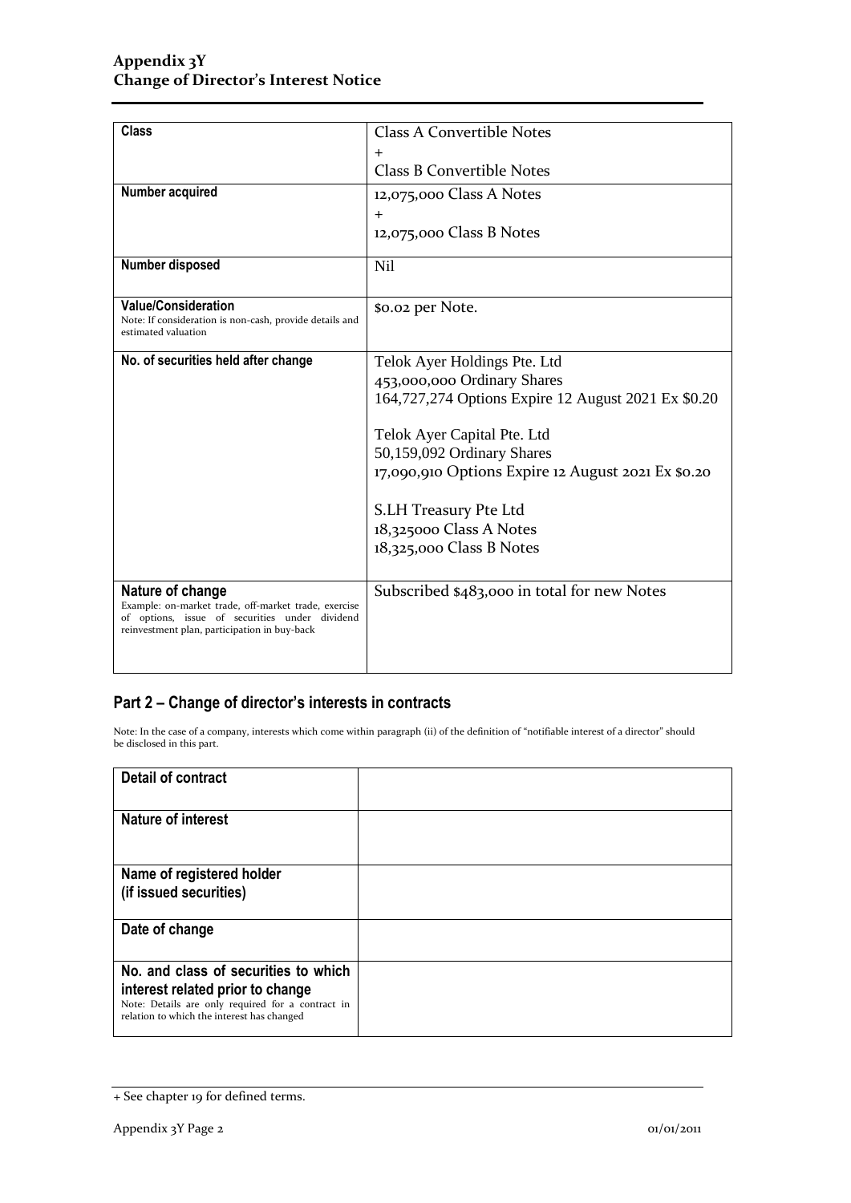| Class | Class A Convertible Notes<br>+<br>Class B Convertible Notes |
|---|---|
| **Number acquired** | 12,075,000 Class A Notes<br>+<br>12,075,000 Class B Notes |
| **Number disposed** | Nil |
| **Value/Consideration**<br>Note: If consideration is non-cash, provide details and estimated valuation | $0.02 per Note. |
| **No. of securities held after change** | Telok Ayer Holdings Pte. Ltd<br>453,000,000 Ordinary Shares<br>164,727,274 Options Expire 12 August 2021 Ex $0.20<br><br>Telok Ayer Capital Pte. Ltd<br>50,159,092 Ordinary Shares<br>17,090,910 Options Expire 12 August 2021 Ex $0.20<br><br>S.LH Treasury Pte Ltd<br>18,325000 Class A Notes<br>18,325,000 Class B Notes |
| **Nature of change**<br>Example: on-market trade, off-market trade, exercise of options, issue of securities under dividend reinvestment plan, participation in buy-back | Subscribed $483,000 in total for new Notes |

## Part 2 – Change of director's interests in contracts

Note: In the case of a company, interests which come within paragraph (ii) of the definition of "notifiable interest of a director" should be disclosed in this part.

| Detail of contract | |
|---|---|
| **Nature of interest** | |
| **Name of registered holder (if issued securities)** | |
| **Date of change** | |
| **No. and class of securities to which interest related prior to change**<br>Note: Details are only required for a contract in relation to which the interest has changed | |

+ See chapter 19 for defined terms.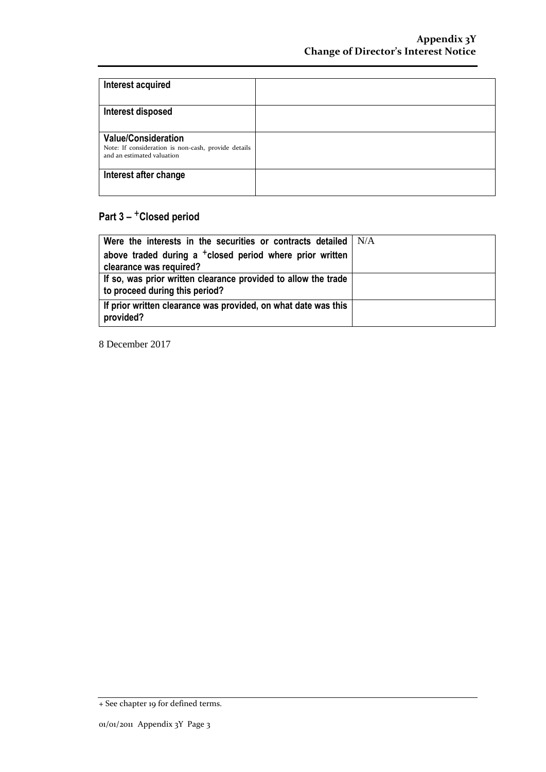| | |
|---|---|
| **Interest acquired** | |
| **Interest disposed** | |
| **Value/Consideration**<br>Note: If consideration is non-cash, provide details and an estimated valuation | |
| **Interest after change** | |

## Part 3 – +Closed period

| | |
|---|---|
| **Were the interests in the securities or contracts detailed above traded during a +closed period where prior written clearance was required?** | N/A |
| **If so, was prior written clearance provided to allow the trade to proceed during this period?** | |
| **If prior written clearance was provided, on what date was this provided?** | |

8 December 2017

+ See chapter 19 for defined terms.